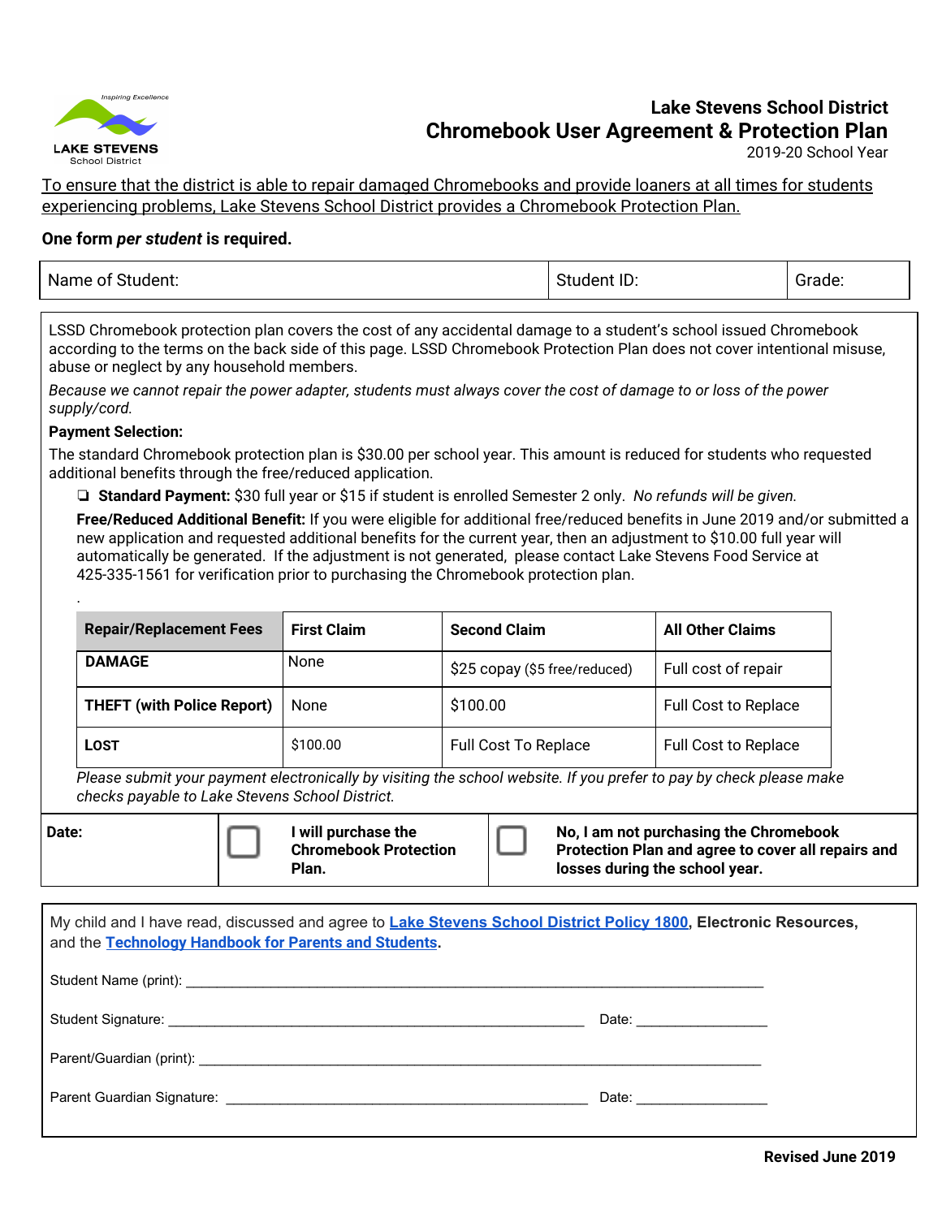# Lake Stevens School District
## Chromebook User Agreement & Protection Plan
2019-20 School Year

To ensure that the district is able to repair damaged Chromebooks and provide loaners at all times for students experiencing problems, Lake Stevens School District provides a Chromebook Protection Plan.

**One form *per student* is required.**

| Name of Student: | Student ID: | Grade: |
|---|---|---|

LSSD Chromebook protection plan covers the cost of any accidental damage to a student's school issued Chromebook according to the terms on the back side of this page. LSSD Chromebook Protection Plan does not cover intentional misuse, abuse or neglect by any household members.

*Because we cannot repair the power adapter, students must always cover the cost of damage to or loss of the power supply/cord.*

**Payment Selection:**

The standard Chromebook protection plan is $30.00 per school year. This amount is reduced for students who requested additional benefits through the free/reduced application.

- ❑ **Standard Payment:** $30 full year or $15 if student is enrolled Semester 2 only. *No refunds will be given.*

**Free/Reduced Additional Benefit:** If you were eligible for additional free/reduced benefits in June 2019 and/or submitted a new application and requested additional benefits for the current year, then an adjustment to $10.00 full year will automatically be generated. If the adjustment is not generated, please contact Lake Stevens Food Service at 425-335-1561 for verification prior to purchasing the Chromebook protection plan.

.

| Repair/Replacement Fees | First Claim | Second Claim | All Other Claims |
|---|---|---|---|
| **DAMAGE** | None | $25 copay ($5 free/reduced) | Full cost of repair |
| **THEFT (with Police Report)** | None | $100.00 | Full Cost to Replace |
| **LOST** | $100.00 | Full Cost To Replace | Full Cost to Replace |

*Please submit your payment electronically by visiting the school website. If you prefer to pay by check please make checks payable to Lake Stevens School District.*

| Date: | ☐ | **I will purchase the Chromebook Protection Plan.** | ☐ | **No, I am not purchasing the Chromebook Protection Plan and agree to cover all repairs and losses during the school year.** |
|---|---|---|---|---|

My child and I have read, discussed and agree to **Lake Stevens School District Policy 1800**, **Electronic Resources,** and the **Technology Handbook for Parents and Students**.

Student Name (print): ____________________________________________

Student Signature: ______________________________________ Date: ______________

Parent/Guardian (print): ____________________________________________

Parent Guardian Signature: ____________________________________ Date: ______________

**Revised June 2019**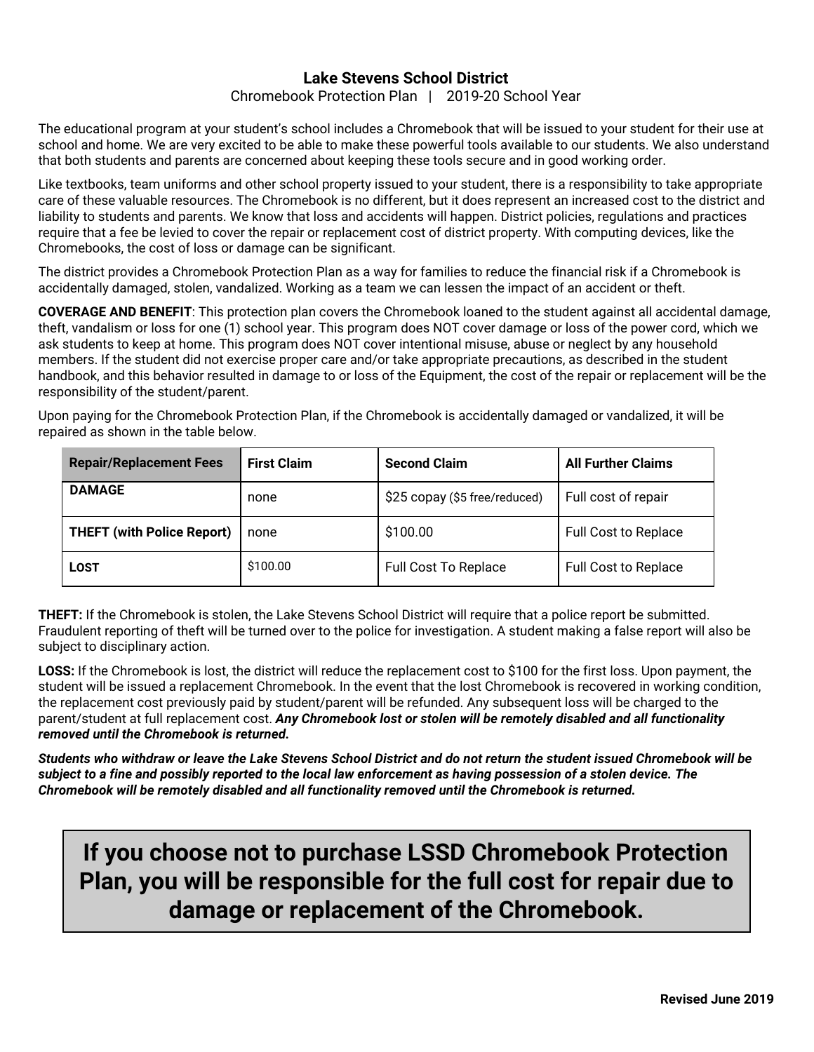# Lake Stevens School District

Chromebook Protection Plan | 2019-20 School Year

The educational program at your student's school includes a Chromebook that will be issued to your student for their use at school and home. We are very excited to be able to make these powerful tools available to our students. We also understand that both students and parents are concerned about keeping these tools secure and in good working order.

Like textbooks, team uniforms and other school property issued to your student, there is a responsibility to take appropriate care of these valuable resources. The Chromebook is no different, but it does represent an increased cost to the district and liability to students and parents. We know that loss and accidents will happen. District policies, regulations and practices require that a fee be levied to cover the repair or replacement cost of district property. With computing devices, like the Chromebooks, the cost of loss or damage can be significant.

The district provides a Chromebook Protection Plan as a way for families to reduce the financial risk if a Chromebook is accidentally damaged, stolen, vandalized. Working as a team we can lessen the impact of an accident or theft.

**COVERAGE AND BENEFIT**: This protection plan covers the Chromebook loaned to the student against all accidental damage, theft, vandalism or loss for one (1) school year. This program does NOT cover damage or loss of the power cord, which we ask students to keep at home. This program does NOT cover intentional misuse, abuse or neglect by any household members. If the student did not exercise proper care and/or take appropriate precautions, as described in the student handbook, and this behavior resulted in damage to or loss of the Equipment, the cost of the repair or replacement will be the responsibility of the student/parent.

Upon paying for the Chromebook Protection Plan, if the Chromebook is accidentally damaged or vandalized, it will be repaired as shown in the table below.

| Repair/Replacement Fees | First Claim | Second Claim | All Further Claims |
|---|---|---|---|
| **DAMAGE** | none | $25 copay ($5 free/reduced) | Full cost of repair |
| **THEFT (with Police Report)** | none | $100.00 | Full Cost to Replace |
| **LOST** | $100.00 | Full Cost To Replace | Full Cost to Replace |

**THEFT:** If the Chromebook is stolen, the Lake Stevens School District will require that a police report be submitted. Fraudulent reporting of theft will be turned over to the police for investigation. A student making a false report will also be subject to disciplinary action.

**LOSS:** If the Chromebook is lost, the district will reduce the replacement cost to $100 for the first loss. Upon payment, the student will be issued a replacement Chromebook. In the event that the lost Chromebook is recovered in working condition, the replacement cost previously paid by student/parent will be refunded. Any subsequent loss will be charged to the parent/student at full replacement cost. ***Any Chromebook lost or stolen will be remotely disabled and all functionality removed until the Chromebook is returned.***

***Students who withdraw or leave the Lake Stevens School District and do not return the student issued Chromebook will be subject to a fine and possibly reported to the local law enforcement as having possession of a stolen device. The Chromebook will be remotely disabled and all functionality removed until the Chromebook is returned.***

## If you choose not to purchase LSSD Chromebook Protection Plan, you will be responsible for the full cost for repair due to damage or replacement of the Chromebook.

**Revised June 2019**